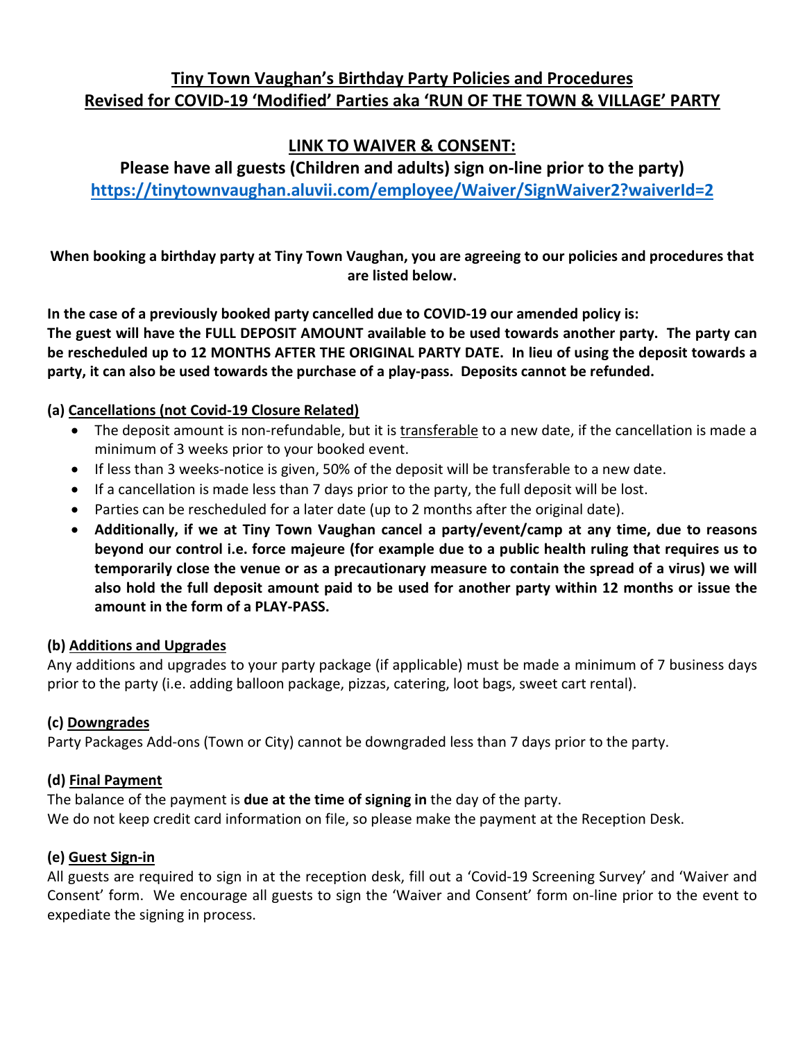# Tiny Town Vaughan's Birthday Party Policies and Procedures
## Revised for COVID-19 'Modified' Parties aka 'RUN OF THE TOWN & VILLAGE' PARTY

## LINK TO WAIVER & CONSENT:

**Please have all guests (Children and adults) sign on-line prior to the party)**
**https://tinytownvaughan.aluvii.com/employee/Waiver/SignWaiver2?waiverId=2**

**When booking a birthday party at Tiny Town Vaughan, you are agreeing to our policies and procedures that are listed below.**

**In the case of a previously booked party cancelled due to COVID-19 our amended policy is:**
**The guest will have the FULL DEPOSIT AMOUNT available to be used towards another party. The party can be rescheduled up to 12 MONTHS AFTER THE ORIGINAL PARTY DATE. In lieu of using the deposit towards a party, it can also be used towards the purchase of a play-pass. Deposits cannot be refunded.**

### (a) Cancellations (not Covid-19 Closure Related)

- The deposit amount is non-refundable, but it is transferable to a new date, if the cancellation is made a minimum of 3 weeks prior to your booked event.
- If less than 3 weeks-notice is given, 50% of the deposit will be transferable to a new date.
- If a cancellation is made less than 7 days prior to the party, the full deposit will be lost.
- Parties can be rescheduled for a later date (up to 2 months after the original date).
- **Additionally, if we at Tiny Town Vaughan cancel a party/event/camp at any time, due to reasons beyond our control i.e. force majeure (for example due to a public health ruling that requires us to temporarily close the venue or as a precautionary measure to contain the spread of a virus) we will also hold the full deposit amount paid to be used for another party within 12 months or issue the amount in the form of a PLAY-PASS.**

### (b) Additions and Upgrades

Any additions and upgrades to your party package (if applicable) must be made a minimum of 7 business days prior to the party (i.e. adding balloon package, pizzas, catering, loot bags, sweet cart rental).

### (c) Downgrades

Party Packages Add-ons (Town or City) cannot be downgraded less than 7 days prior to the party.

### (d) Final Payment

The balance of the payment is **due at the time of signing in** the day of the party.
We do not keep credit card information on file, so please make the payment at the Reception Desk.

### (e) Guest Sign-in

All guests are required to sign in at the reception desk, fill out a 'Covid-19 Screening Survey' and 'Waiver and Consent' form. We encourage all guests to sign the 'Waiver and Consent' form on-line prior to the event to expediate the signing in process.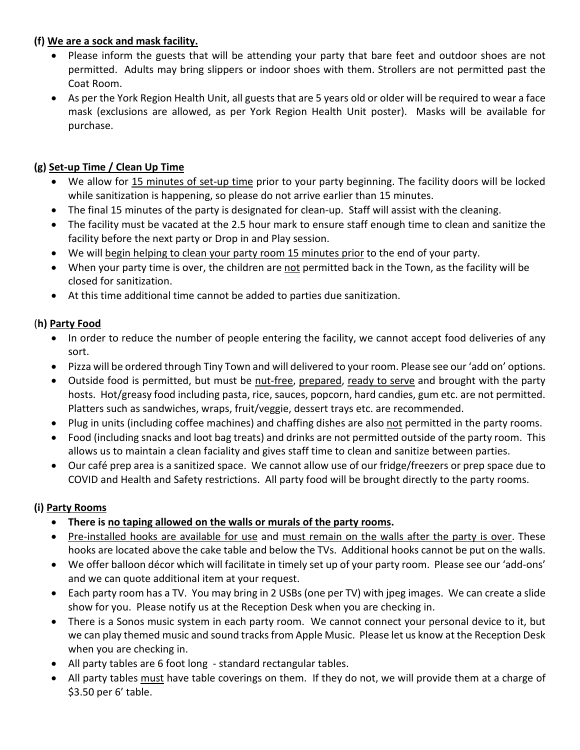**(f) We are a sock and mask facility.**

- Please inform the guests that will be attending your party that bare feet and outdoor shoes are not permitted. Adults may bring slippers or indoor shoes with them. Strollers are not permitted past the Coat Room.
- As per the York Region Health Unit, all guests that are 5 years old or older will be required to wear a face mask (exclusions are allowed, as per York Region Health Unit poster). Masks will be available for purchase.

**(g) Set-up Time / Clean Up Time**

- We allow for 15 minutes of set-up time prior to your party beginning. The facility doors will be locked while sanitization is happening, so please do not arrive earlier than 15 minutes.
- The final 15 minutes of the party is designated for clean-up. Staff will assist with the cleaning.
- The facility must be vacated at the 2.5 hour mark to ensure staff enough time to clean and sanitize the facility before the next party or Drop in and Play session.
- We will begin helping to clean your party room 15 minutes prior to the end of your party.
- When your party time is over, the children are not permitted back in the Town, as the facility will be closed for sanitization.
- At this time additional time cannot be added to parties due sanitization.

**(h) Party Food**

- In order to reduce the number of people entering the facility, we cannot accept food deliveries of any sort.
- Pizza will be ordered through Tiny Town and will delivered to your room. Please see our 'add on' options.
- Outside food is permitted, but must be nut-free, prepared, ready to serve and brought with the party hosts. Hot/greasy food including pasta, rice, sauces, popcorn, hard candies, gum etc. are not permitted. Platters such as sandwiches, wraps, fruit/veggie, dessert trays etc. are recommended.
- Plug in units (including coffee machines) and chaffing dishes are also not permitted in the party rooms.
- Food (including snacks and loot bag treats) and drinks are not permitted outside of the party room. This allows us to maintain a clean faciality and gives staff time to clean and sanitize between parties.
- Our café prep area is a sanitized space. We cannot allow use of our fridge/freezers or prep space due to COVID and Health and Safety restrictions. All party food will be brought directly to the party rooms.

**(i) Party Rooms**

- **There is no taping allowed on the walls or murals of the party rooms.**
- Pre-installed hooks are available for use and must remain on the walls after the party is over. These hooks are located above the cake table and below the TVs. Additional hooks cannot be put on the walls.
- We offer balloon décor which will facilitate in timely set up of your party room. Please see our 'add-ons' and we can quote additional item at your request.
- Each party room has a TV. You may bring in 2 USBs (one per TV) with jpeg images. We can create a slide show for you. Please notify us at the Reception Desk when you are checking in.
- There is a Sonos music system in each party room. We cannot connect your personal device to it, but we can play themed music and sound tracks from Apple Music. Please let us know at the Reception Desk when you are checking in.
- All party tables are 6 foot long - standard rectangular tables.
- All party tables must have table coverings on them. If they do not, we will provide them at a charge of $3.50 per 6' table.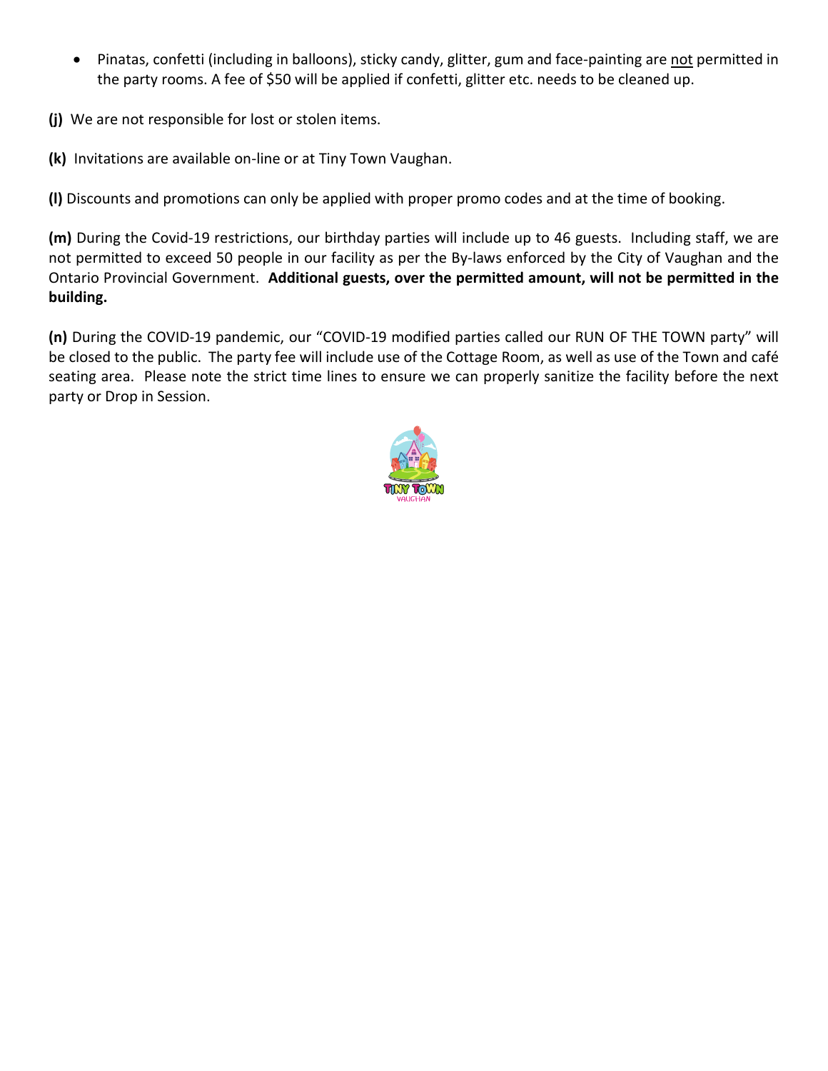- Pinatas, confetti (including in balloons), sticky candy, glitter, gum and face-painting are not permitted in the party rooms. A fee of $50 will be applied if confetti, glitter etc. needs to be cleaned up.

**(j)** We are not responsible for lost or stolen items.

**(k)** Invitations are available on-line or at Tiny Town Vaughan.

**(l)** Discounts and promotions can only be applied with proper promo codes and at the time of booking.

**(m)** During the Covid-19 restrictions, our birthday parties will include up to 46 guests. Including staff, we are not permitted to exceed 50 people in our facility as per the By-laws enforced by the City of Vaughan and the Ontario Provincial Government. **Additional guests, over the permitted amount, will not be permitted in the building.**

**(n)** During the COVID-19 pandemic, our "COVID-19 modified parties called our RUN OF THE TOWN party" will be closed to the public. The party fee will include use of the Cottage Room, as well as use of the Town and café seating area. Please note the strict time lines to ensure we can properly sanitize the facility before the next party or Drop in Session.

TINY TOWN
VAUGHAN